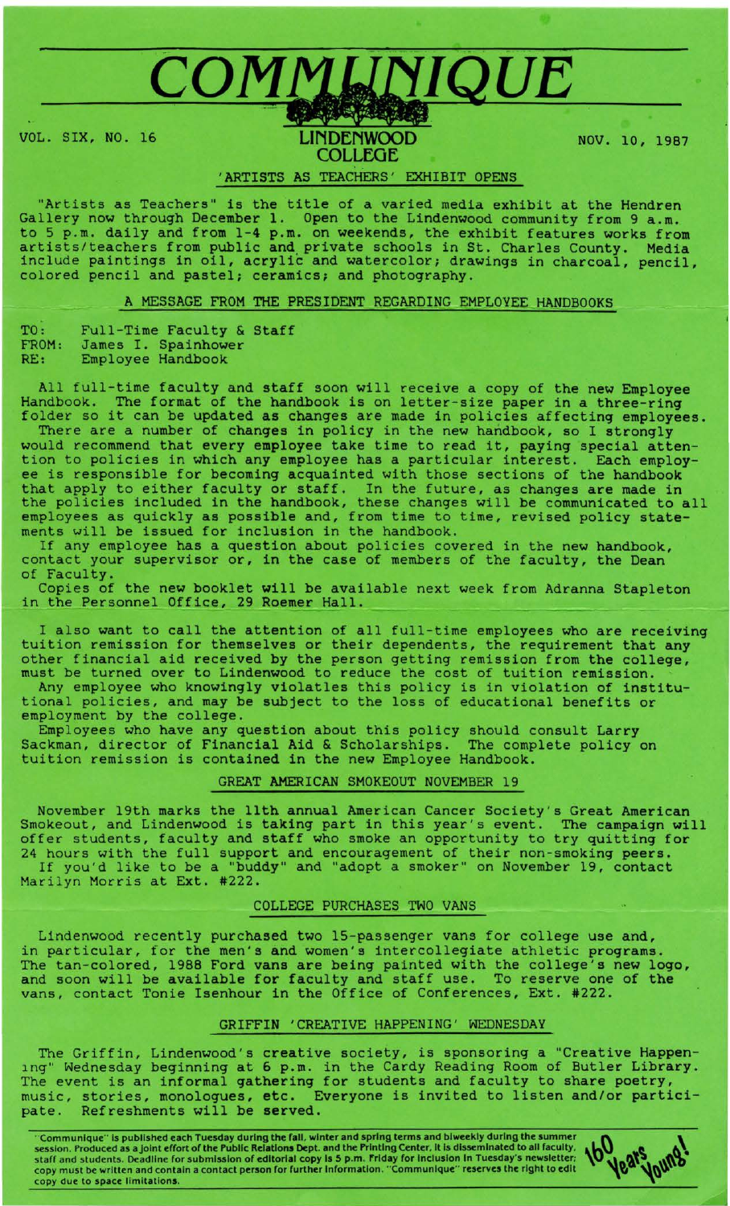# COMMUNIQUE

VOL. SIX, NO. 16 — LINDENWOOD COLLEGE — NOV. 10, 1987

## 'ARTISTS AS TEACHERS' EXHIBIT OPENS

"Artists as Teachers" is the title of a varied media exhibit at the Hendren Gallery now through December 1. Open to the Lindenwood community from 9 a.m. to 5 p.m. daily and from 1-4 p.m. on weekends, the exhibit features works from artists/teachers from public and private schools in St. Charles County. Media include paintings in oil, acrylic and watercolor; drawings in charcoal, pencil, colored pencil and pastel; ceramics; and photography.

## A MESSAGE FROM THE PRESIDENT REGARDING EMPLOYEE HANDBOOKS

TO: Full-Time Faculty & Staff
FROM: James I. Spainhower
RE: Employee Handbook

All full-time faculty and staff soon will receive a copy of the new Employee Handbook. The format of the handbook is on letter-size paper in a three-ring folder so it can be updated as changes are made in policies affecting employees.

There are a number of changes in policy in the new handbook, so I strongly would recommend that every employee take time to read it, paying special attention to policies in which any employee has a particular interest. Each employee is responsible for becoming acquainted with those sections of the handbook that apply to either faculty or staff. In the future, as changes are made in the policies included in the handbook, these changes will be communicated to all employees as quickly as possible and, from time to time, revised policy statements will be issued for inclusion in the handbook.

If any employee has a question about policies covered in the new handbook, contact your supervisor or, in the case of members of the faculty, the Dean of Faculty.

Copies of the new booklet will be available next week from Adranna Stapleton in the Personnel Office, 29 Roemer Hall.

I also want to call the attention of all full-time employees who are receiving tuition remission for themselves or their dependents, the requirement that any other financial aid received by the person getting remission from the college, must be turned over to Lindenwood to reduce the cost of tuition remission.

Any employee who knowingly violates this policy is in violation of institutional policies, and may be subject to the loss of educational benefits or employment by the college.

Employees who have any question about this policy should consult Larry Sackman, director of Financial Aid & Scholarships. The complete policy on tuition remission is contained in the new Employee Handbook.

## GREAT AMERICAN SMOKEOUT NOVEMBER 19

November 19th marks the 11th annual American Cancer Society's Great American Smokeout, and Lindenwood is taking part in this year's event. The campaign will offer students, faculty and staff who smoke an opportunity to try quitting for 24 hours with the full support and encouragement of their non-smoking peers.

If you'd like to be a "buddy" and "adopt a smoker" on November 19, contact Marilyn Morris at Ext. #222.

## COLLEGE PURCHASES TWO VANS

Lindenwood recently purchased two 15-passenger vans for college use and, in particular, for the men's and women's intercollegiate athletic programs. The tan-colored, 1988 Ford vans are being painted with the college's new logo, and soon will be available for faculty and staff use. To reserve one of the vans, contact Tonie Isenhour in the Office of Conferences, Ext. #222.

## GRIFFIN 'CREATIVE HAPPENING' WEDNESDAY

The Griffin, Lindenwood's creative society, is sponsoring a "Creative Happening" Wednesday beginning at 6 p.m. in the Cardy Reading Room of Butler Library. The event is an informal gathering for students and faculty to share poetry, music, stories, monologues, etc. Everyone is invited to listen and/or participate. Refreshments will be served.

"Communique" is published each Tuesday during the fall, winter and spring terms and biweekly during the summer session. Produced as a joint effort of the Public Relations Dept. and the Printing Center, it is disseminated to all faculty, staff and students. Deadline for submission of editorial copy is 5 p.m. Friday for inclusion in Tuesday's newsletter; copy must be written and contain a contact person for further information. "Communique" reserves the right to edit copy due to space limitations.

160 Years Young!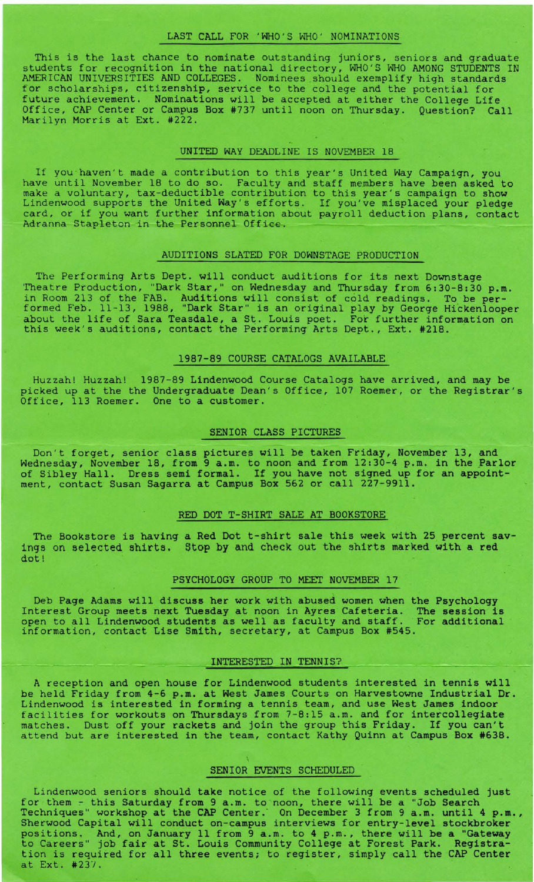## LAST CALL FOR 'WHO'S WHO' NOMINATIONS

This is the last chance to nominate outstanding juniors, seniors and graduate students for recognition in the national directory, WHO'S WHO AMONG STUDENTS IN AMERICAN UNIVERSITIES AND COLLEGES. Nominees should exemplify high standards for scholarships, citizenship, service to the college and the potential for future achievement. Nominations will be accepted at either the College Life Office, CAP Center or Campus Box #737 until noon on Thursday. Question? Call Marilyn Morris at Ext. #222.

## UNITED WAY DEADLINE IS NOVEMBER 18

If you haven't made a contribution to this year's United Way Campaign, you have until November 18 to do so. Faculty and staff members have been asked to make a voluntary, tax-deductible contribution to this year's campaign to show Lindenwood supports the United Way's efforts. If you've misplaced your pledge card, or if you want further information about payroll deduction plans, contact Adranna Stapleton in the Personnel Office.

## AUDITIONS SLATED FOR DOWNSTAGE PRODUCTION

The Performing Arts Dept. will conduct auditions for its next Downstage Theatre Production, "Dark Star," on Wednesday and Thursday from 6:30-8:30 p.m. in Room 213 of the FAB. Auditions will consist of cold readings. To be performed Feb. 11-13, 1988, "Dark Star" is an original play by George Hickenlooper about the life of Sara Teasdale, a St. Louis poet. For further information on this week's auditions, contact the Performing Arts Dept., Ext. #218.

## 1987-89 COURSE CATALOGS AVAILABLE

Huzzah! Huzzah! 1987-89 Lindenwood Course Catalogs have arrived, and may be picked up at the the Undergraduate Dean's Office, 107 Roemer, or the Registrar's Office, 113 Roemer. One to a customer.

## SENIOR CLASS PICTURES

Don't forget, senior class pictures will be taken Friday, November 13, and Wednesday, November 18, from 9 a.m. to noon and from 12:30-4 p.m. in the Parlor of Sibley Hall. Dress semi formal. If you have not signed up for an appointment, contact Susan Sagarra at Campus Box 562 or call 227-9911.

## RED DOT T-SHIRT SALE AT BOOKSTORE

The Bookstore is having a Red Dot t-shirt sale this week with 25 percent savings on selected shirts. Stop by and check out the shirts marked with a red dot!

## PSYCHOLOGY GROUP TO MEET NOVEMBER 17

Deb Page Adams will discuss her work with abused women when the Psychology Interest Group meets next Tuesday at noon in Ayres Cafeteria. The session is open to all Lindenwood students as well as faculty and staff. For additional information, contact Lise Smith, secretary, at Campus Box #545.

## INTERESTED IN TENNIS?

A reception and open house for Lindenwood students interested in tennis will be held Friday from 4-6 p.m. at West James Courts on Harvestowne Industrial Dr. Lindenwood is interested in forming a tennis team, and use West James indoor facilities for workouts on Thursdays from 7-8:15 a.m. and for intercollegiate matches. Dust off your rackets and join the group this Friday. If you can't attend but are interested in the team, contact Kathy Quinn at Campus Box #638.

## SENIOR EVENTS SCHEDULED

Lindenwood seniors should take notice of the following events scheduled just for them - this Saturday from 9 a.m. to noon, there will be a "Job Search Techniques" workshop at the CAP Center. On December 3 from 9 a.m. until 4 p.m., Sherwood Capital will conduct on-campus interviews for entry-level stockbroker positions. And, on January 11 from 9 a.m. to 4 p.m., there will be a "Gateway to Careers" job fair at St. Louis Community College at Forest Park. Registration is required for all three events; to register, simply call the CAP Center at Ext. #237.